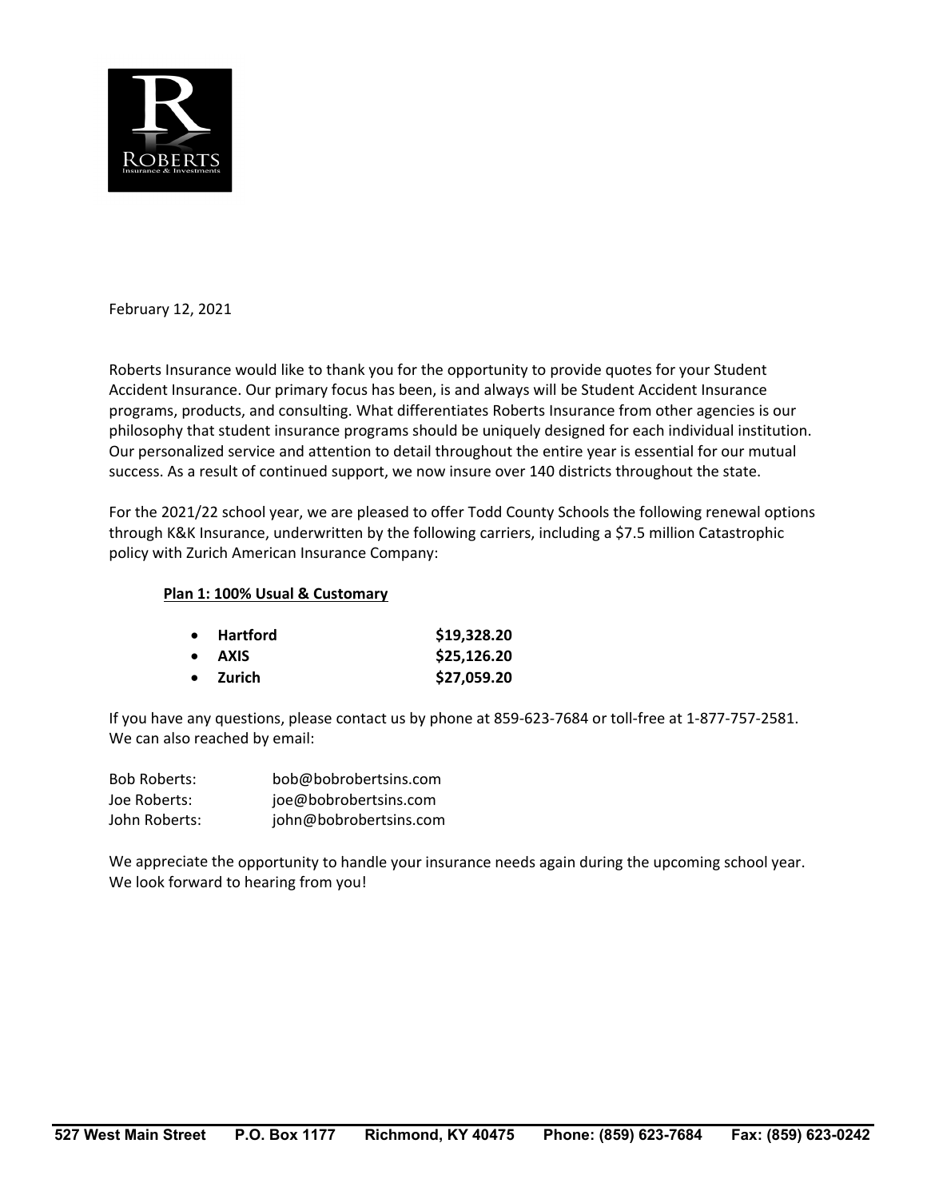February 12, 2021

Roberts Insurance would like to thank you for the opportunity to provide quotes for your Student Accident Insurance. Our primary focus has been, is and always will be Student Accident Insurance programs, products, and consulting. What differentiates Roberts Insurance from other agencies is our philosophy that student insurance programs should be uniquely designed for each individual institution. Our personalized service and attention to detail throughout the entire year is essential for our mutual success. As a result of continued support, we now insure over 140 districts throughout the state.

For the 2021/22 school year, we are pleased to offer Todd County Schools the following renewal options through K&K Insurance, underwritten by the following carriers, including a $7.5 million Catastrophic policy with Zurich American Insurance Company:

**Plan 1: 100% Usual & Customary**

- **Hartford** **$19,328.20**
- **AXIS** **$25,126.20**
- **Zurich** **$27,059.20**

If you have any questions, please contact us by phone at 859-623-7684 or toll-free at 1-877-757-2581. We can also reached by email:

Bob Roberts: bob@bobrobertsins.com
Joe Roberts: joe@bobrobertsins.com
John Roberts: john@bobrobertsins.com

We appreciate the opportunity to handle your insurance needs again during the upcoming school year. We look forward to hearing from you!

**527 West Main Street P.O. Box 1177 Richmond, KY 40475 Phone: (859) 623-7684 Fax: (859) 623-0242**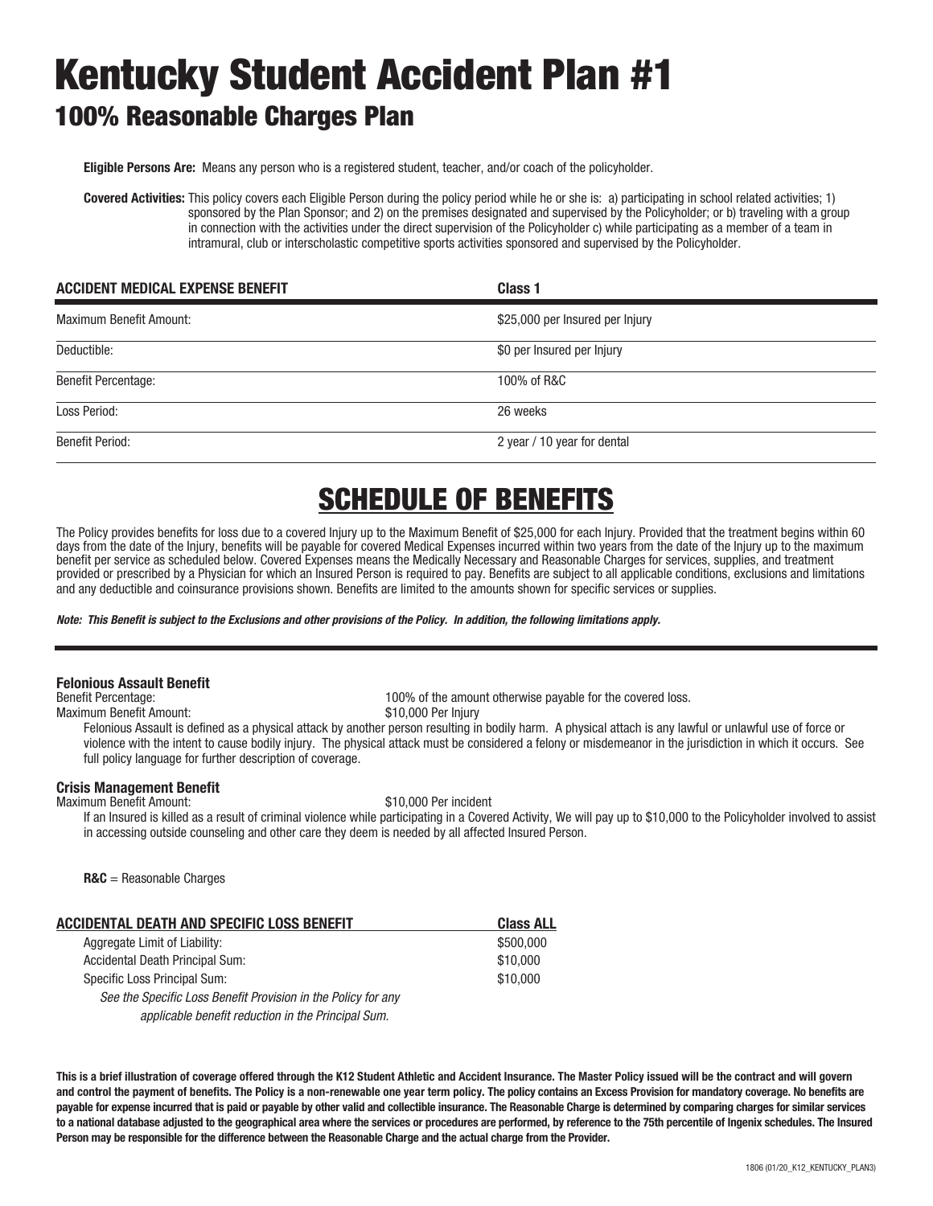# Kentucky Student Accident Plan #1

## 100% Reasonable Charges Plan

**Eligible Persons Are:** Means any person who is a registered student, teacher, and/or coach of the policyholder.

**Covered Activities:** This policy covers each Eligible Person during the policy period while he or she is: a) participating in school related activities; 1) sponsored by the Plan Sponsor; and 2) on the premises designated and supervised by the Policyholder; or b) traveling with a group in connection with the activities under the direct supervision of the Policyholder c) while participating as a member of a team in intramural, club or interscholastic competitive sports activities sponsored and supervised by the Policyholder.

| ACCIDENT MEDICAL EXPENSE BENEFIT | Class 1 |
|---|---|
| Maximum Benefit Amount: | $25,000 per Insured per Injury |
| Deductible: | $0 per Insured per Injury |
| Benefit Percentage: | 100% of R&C |
| Loss Period: | 26 weeks |
| Benefit Period: | 2 year / 10 year for dental |

# SCHEDULE OF BENEFITS

The Policy provides benefits for loss due to a covered Injury up to the Maximum Benefit of $25,000 for each Injury. Provided that the treatment begins within 60 days from the date of the Injury, benefits will be payable for covered Medical Expenses incurred within two years from the date of the Injury up to the maximum benefit per service as scheduled below. Covered Expenses means the Medically Necessary and Reasonable Charges for services, supplies, and treatment provided or prescribed by a Physician for which an Insured Person is required to pay. Benefits are subject to all applicable conditions, exclusions and limitations and any deductible and coinsurance provisions shown. Benefits are limited to the amounts shown for specific services or supplies.

***Note: This Benefit is subject to the Exclusions and other provisions of the Policy. In addition, the following limitations apply.***

**Felonious Assault Benefit**

Benefit Percentage: 100% of the amount otherwise payable for the covered loss.

Maximum Benefit Amount: $10,000 Per Injury

Felonious Assault is defined as a physical attack by another person resulting in bodily harm. A physical attach is any lawful or unlawful use of force or violence with the intent to cause bodily injury. The physical attack must be considered a felony or misdemeanor in the jurisdiction in which it occurs. See full policy language for further description of coverage.

**Crisis Management Benefit**

Maximum Benefit Amount: $10,000 Per incident

If an Insured is killed as a result of criminal violence while participating in a Covered Activity, We will pay up to $10,000 to the Policyholder involved to assist in accessing outside counseling and other care they deem is needed by all affected Insured Person.

**R&C** = Reasonable Charges

| ACCIDENTAL DEATH AND SPECIFIC LOSS BENEFIT | Class ALL |
|---|---|
| Aggregate Limit of Liability: | $500,000 |
| Accidental Death Principal Sum: | $10,000 |
| Specific Loss Principal Sum: | $10,000 |

*See the Specific Loss Benefit Provision in the Policy for any applicable benefit reduction in the Principal Sum.*

**This is a brief illustration of coverage offered through the K12 Student Athletic and Accident Insurance. The Master Policy issued will be the contract and will govern and control the payment of benefits. The Policy is a non-renewable one year term policy. The policy contains an Excess Provision for mandatory coverage. No benefits are payable for expense incurred that is paid or payable by other valid and collectible insurance. The Reasonable Charge is determined by comparing charges for similar services to a national database adjusted to the geographical area where the services or procedures are performed, by reference to the 75th percentile of Ingenix schedules. The Insured Person may be responsible for the difference between the Reasonable Charge and the actual charge from the Provider.**

1806 (01/20_K12_KENTUCKY_PLAN3)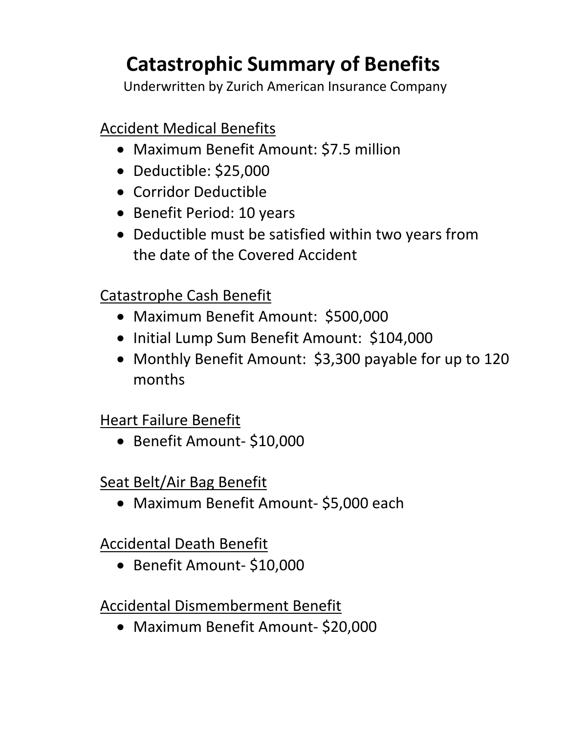# Catastrophic Summary of Benefits

Underwritten by Zurich American Insurance Company

## Accident Medical Benefits

- Maximum Benefit Amount: $7.5 million
- Deductible: $25,000
- Corridor Deductible
- Benefit Period: 10 years
- Deductible must be satisfied within two years from the date of the Covered Accident

## Catastrophe Cash Benefit

- Maximum Benefit Amount: $500,000
- Initial Lump Sum Benefit Amount: $104,000
- Monthly Benefit Amount: $3,300 payable for up to 120 months

## Heart Failure Benefit

- Benefit Amount- $10,000

## Seat Belt/Air Bag Benefit

- Maximum Benefit Amount- $5,000 each

## Accidental Death Benefit

- Benefit Amount- $10,000

## Accidental Dismemberment Benefit

- Maximum Benefit Amount- $20,000